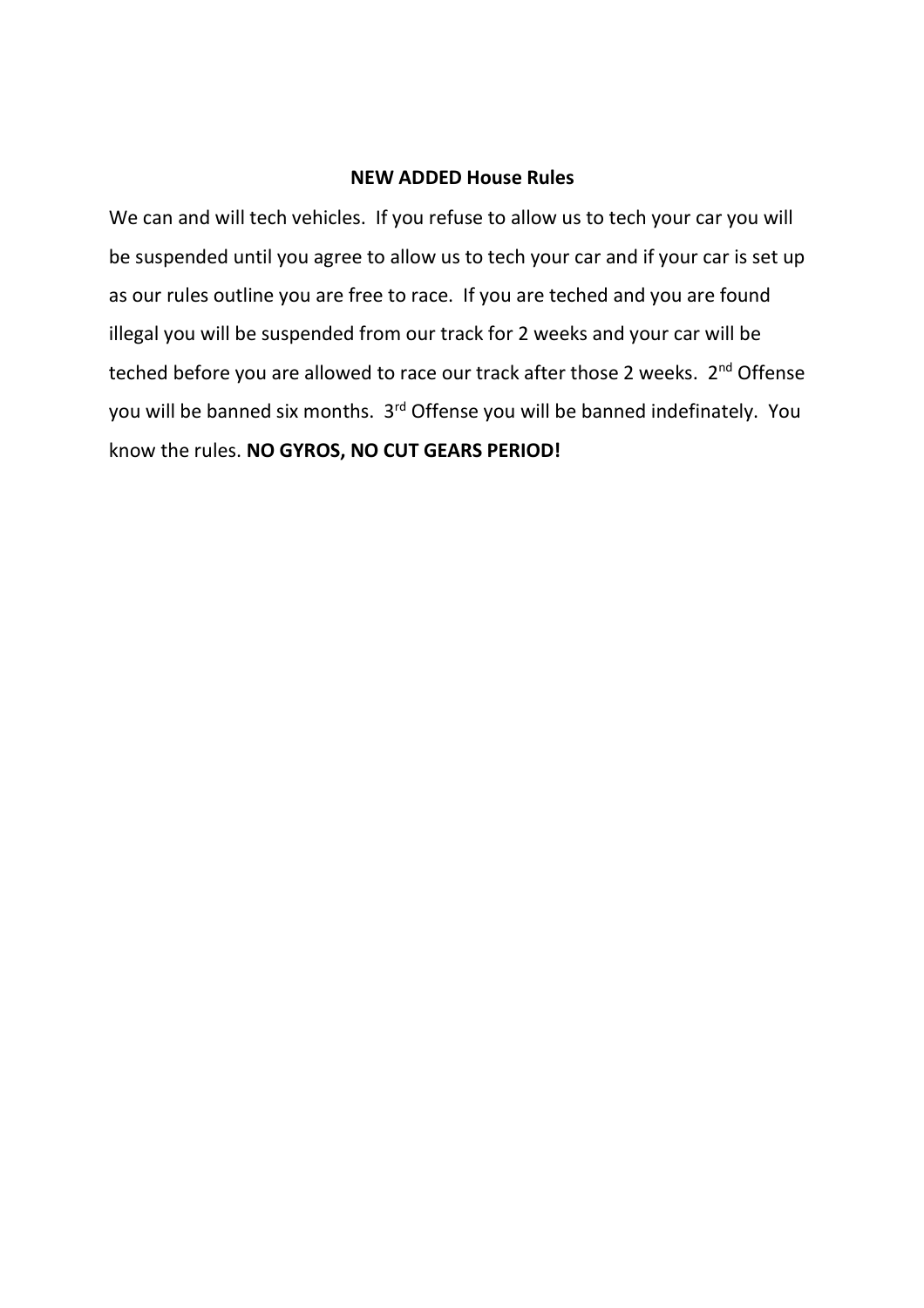**NEW ADDED House Rules**

We can and will tech vehicles. If you refuse to allow us to tech your car you will be suspended until you agree to allow us to tech your car and if your car is set up as our rules outline you are free to race. If you are teched and you are found illegal you will be suspended from our track for 2 weeks and your car will be teched before you are allowed to race our track after those 2 weeks. 2nd Offense you will be banned six months. 3rd Offense you will be banned indefinately. You know the rules. **NO GYROS, NO CUT GEARS PERIOD!**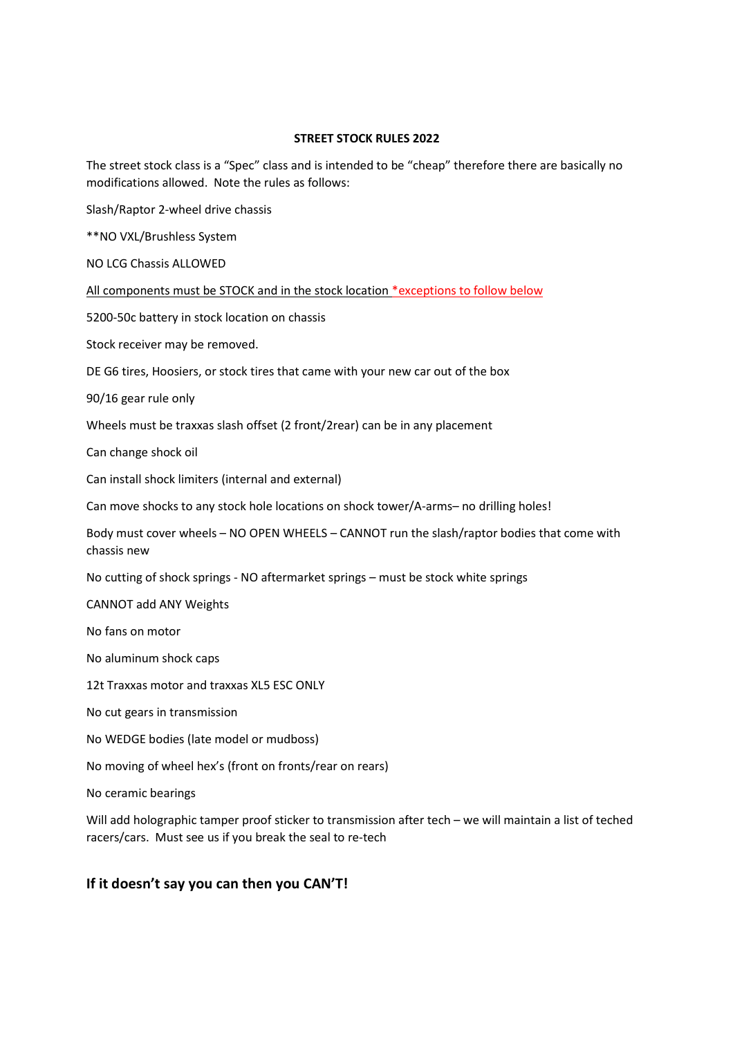**STREET STOCK RULES 2022**

The street stock class is a "Spec" class and is intended to be "cheap" therefore there are basically no modifications allowed. Note the rules as follows:

Slash/Raptor 2-wheel drive chassis

**NO VXL/Brushless System

NO LCG Chassis ALLOWED

<u>All components must be STOCK and in the stock location *exceptions to follow below</u>

5200-50c battery in stock location on chassis

Stock receiver may be removed.

DE G6 tires, Hoosiers, or stock tires that came with your new car out of the box

90/16 gear rule only

Wheels must be traxxas slash offset (2 front/2rear) can be in any placement

Can change shock oil

Can install shock limiters (internal and external)

Can move shocks to any stock hole locations on shock tower/A-arms– no drilling holes!

Body must cover wheels – NO OPEN WHEELS – CANNOT run the slash/raptor bodies that come with chassis new

No cutting of shock springs - NO aftermarket springs – must be stock white springs

CANNOT add ANY Weights

No fans on motor

No aluminum shock caps

12t Traxxas motor and traxxas XL5 ESC ONLY

No cut gears in transmission

No WEDGE bodies (late model or mudboss)

No moving of wheel hex's (front on fronts/rear on rears)

No ceramic bearings

Will add holographic tamper proof sticker to transmission after tech – we will maintain a list of teched racers/cars. Must see us if you break the seal to re-tech

## If it doesn't say you can then you CAN'T!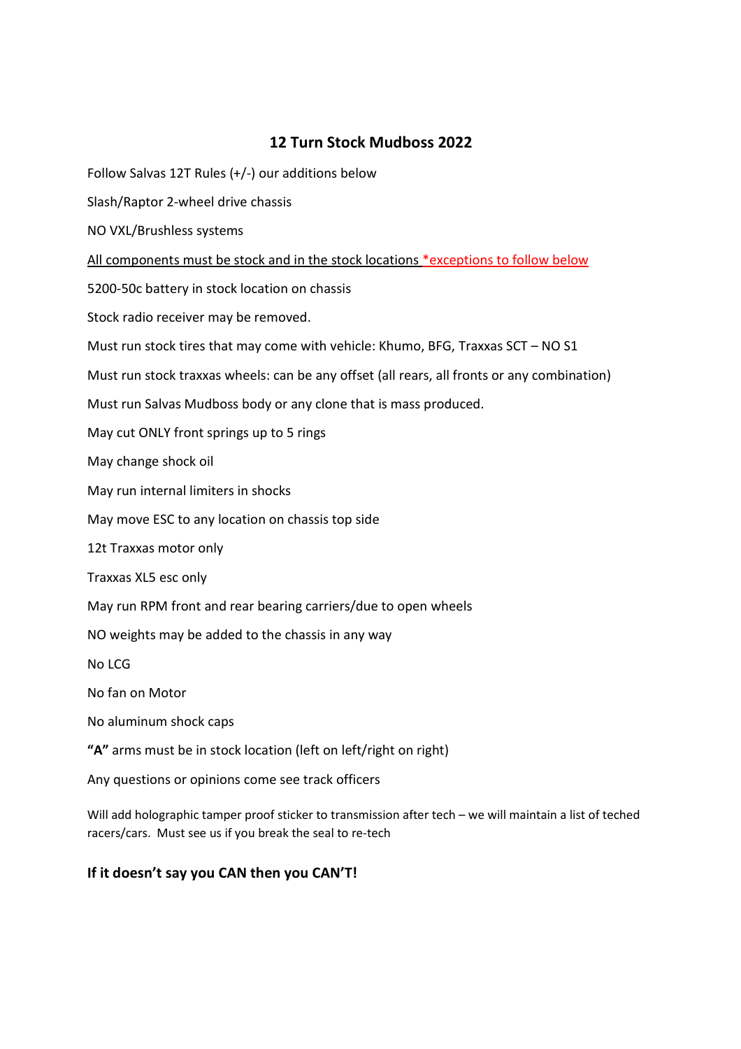## 12 Turn Stock Mudboss 2022

Follow Salvas 12T Rules (+/-) our additions below

Slash/Raptor 2-wheel drive chassis

NO VXL/Brushless systems

<u>All components must be stock and in the stock locations *exceptions to follow below</u>

5200-50c battery in stock location on chassis

Stock radio receiver may be removed.

Must run stock tires that may come with vehicle: Khumo, BFG, Traxxas SCT – NO S1

Must run stock traxxas wheels: can be any offset (all rears, all fronts or any combination)

Must run Salvas Mudboss body or any clone that is mass produced.

May cut ONLY front springs up to 5 rings

May change shock oil

May run internal limiters in shocks

May move ESC to any location on chassis top side

12t Traxxas motor only

Traxxas XL5 esc only

May run RPM front and rear bearing carriers/due to open wheels

NO weights may be added to the chassis in any way

No LCG

No fan on Motor

No aluminum shock caps

**"A"** arms must be in stock location (left on left/right on right)

Any questions or opinions come see track officers

Will add holographic tamper proof sticker to transmission after tech – we will maintain a list of teched racers/cars. Must see us if you break the seal to re-tech

**If it doesn't say you CAN then you CAN'T!**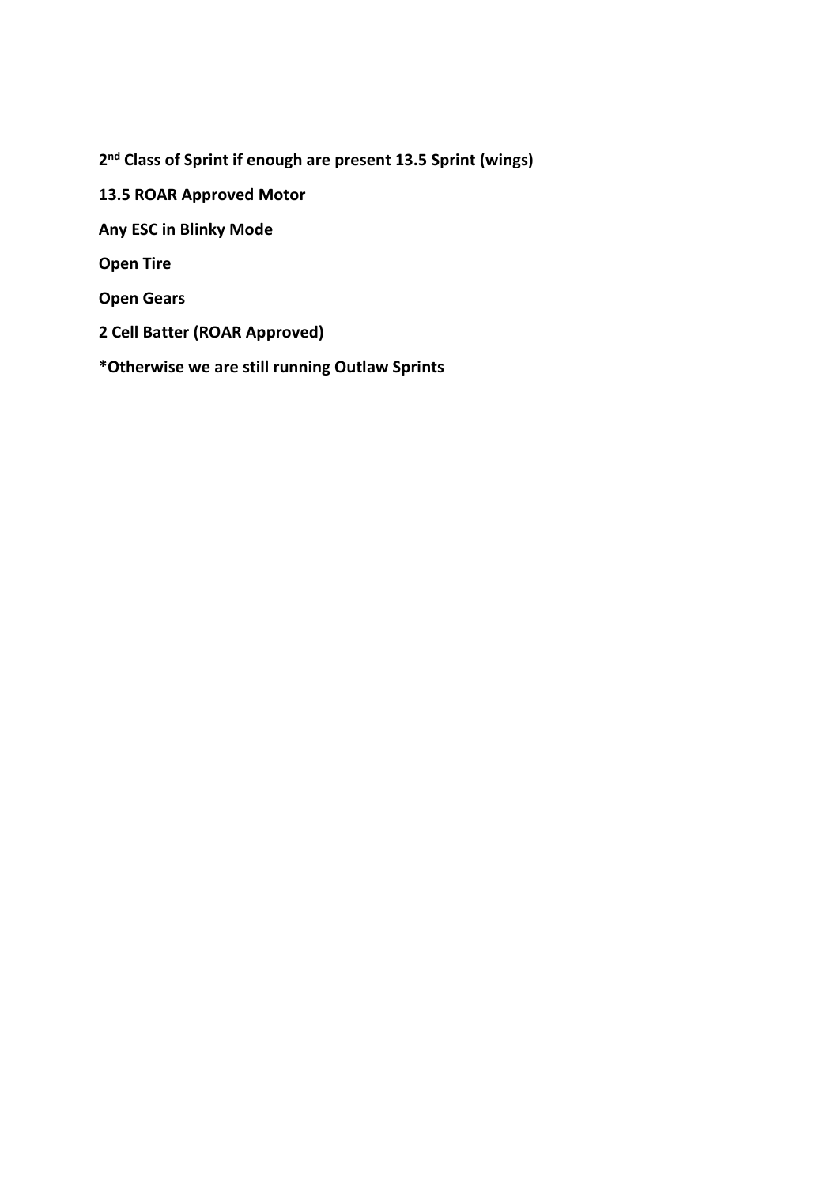**2nd Class of Sprint if enough are present 13.5 Sprint (wings)**

**13.5 ROAR Approved Motor**

**Any ESC in Blinky Mode**

**Open Tire**

**Open Gears**

**2 Cell Batter (ROAR Approved)**

**\*Otherwise we are still running Outlaw Sprints**